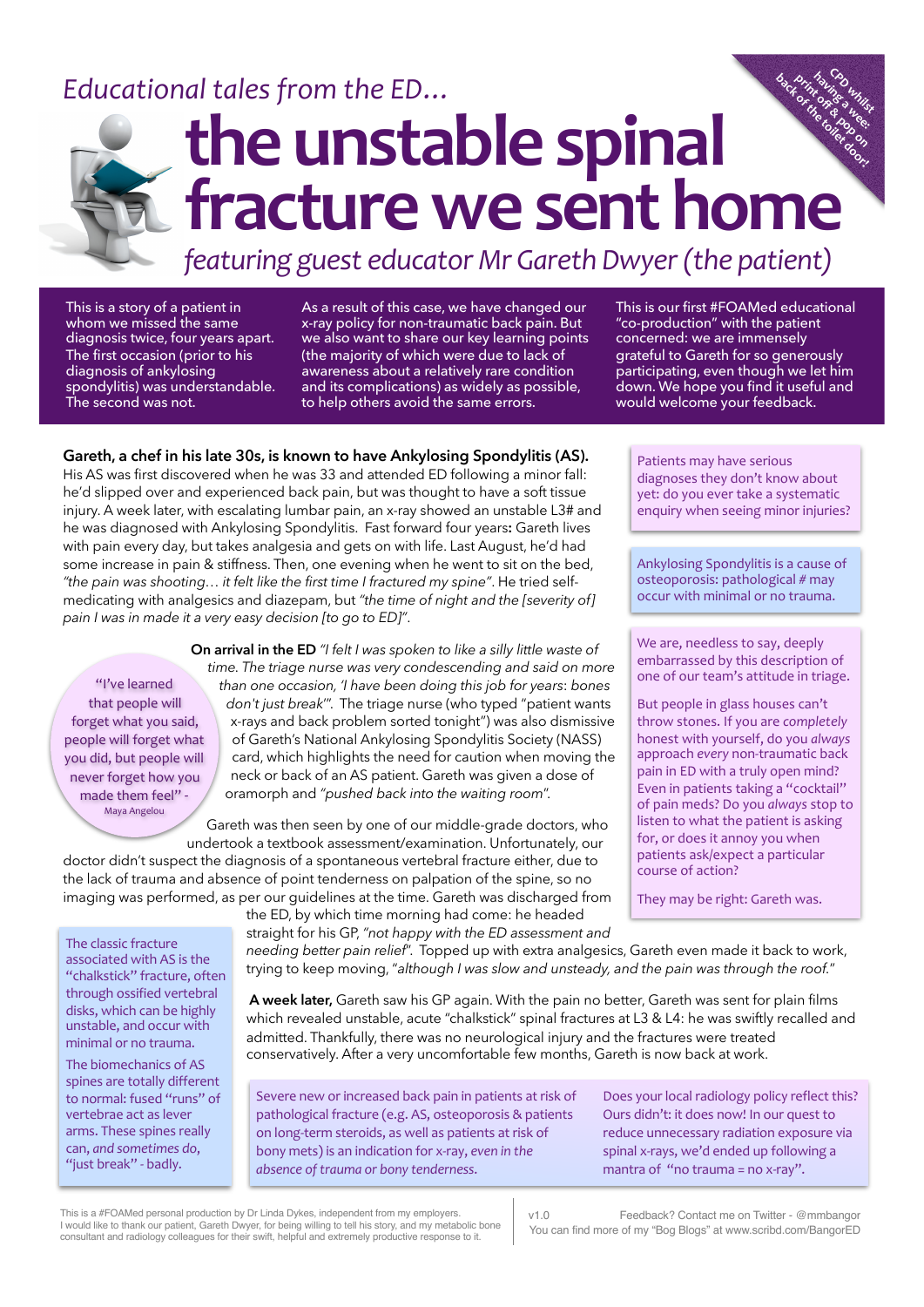*Educational tales from the ED…*

# the unstable spinal fracture we sent home

*featuring guest educator Mr Gareth Dwyer (the patient)*

CPD whilst having a wee: print off & pop on back of the toilet door!

This is a story of a patient in whom we missed the same diagnosis twice, four years apart. The first occasion (prior to his diagnosis of ankylosing spondylitis) was understandable. The second was not.

As a result of this case, we have changed our x-ray policy for non-traumatic back pain. But we also want to share our key learning points (the majority of which were due to lack of awareness about a relatively rare condition and its complications) as widely as possible, to help others avoid the same errors.

This is our first #FOAMed educational "co-production" with the patient concerned: we are immensely grateful to Gareth for so generously participating, even though we let him down. We hope you find it useful and would welcome your feedback.

**Gareth, a chef in his late 30s, is known to have Ankylosing Spondylitis (AS).** His AS was first discovered when he was 33 and attended ED following a minor fall: he'd slipped over and experienced back pain, but was thought to have a soft tissue injury. A week later, with escalating lumbar pain, an x-ray showed an unstable L3# and he was diagnosed with Ankylosing Spondylitis. Fast forward four years**:** Gareth lives with pain every day, but takes analgesia and gets on with life. Last August, he'd had some increase in pain & stiffness. Then, one evening when he went to sit on the bed, *"the pain was shooting… it felt like the first time I fractured my spine"*. He tried self-medicating with analgesics and diazepam, but *"the time of night and the [severity of] pain I was in made it a very easy decision [to go to ED]"*.

> Patients may have serious diagnoses they don't know about yet: do you ever take a systematic enquiry when seeing minor injuries?

> Ankylosing Spondylitis is a cause of osteoporosis: pathological # may occur with minimal or no trauma.

**On arrival in the ED** *"I felt I was spoken to like a silly little waste of time. The triage nurse was very condescending and said on more than one occasion, 'I have been doing this job for years: bones don't just break'"*. The triage nurse (who typed "patient wants x-rays and back problem sorted tonight") was also dismissive of Gareth's National Ankylosing Spondylitis Society (NASS) card, which highlights the need for caution when moving the neck or back of an AS patient. Gareth was given a dose of oramorph and *"pushed back into the waiting room"*.

> "I've learned that people will forget what you said, people will forget what you did, but people will never forget how you made them feel" - Maya Angelou

> We are, needless to say, deeply embarrassed by this description of one of our team's attitude in triage.
>
> But people in glass houses can't throw stones. If you are *completely* honest with yourself, do you *always* approach *every* non-traumatic back pain in ED with a truly open mind? Even in patients taking a "cocktail" of pain meds? Do you *always* stop to listen to what the patient is asking for, or does it annoy you when patients ask/expect a particular course of action?
>
> They may be right: Gareth was.

Gareth was then seen by one of our middle-grade doctors, who undertook a textbook assessment/examination. Unfortunately, our doctor didn't suspect the diagnosis of a spontaneous vertebral fracture either, due to the lack of trauma and absence of point tenderness on palpation of the spine, so no imaging was performed, as per our guidelines at the time. Gareth was discharged from the ED, by which time morning had come: he headed straight for his GP, *"not happy with the ED assessment and needing better pain relief"*. Topped up with extra analgesics, Gareth even made it back to work, trying to keep moving, "*although I was slow and unsteady, and the pain was through the roof.*"

> The classic fracture associated with AS is the "chalkstick" fracture, often through ossified vertebral disks, which can be highly unstable, and occur with minimal or no trauma.
>
> The biomechanics of AS spines are totally different to normal: fused "runs" of vertebrae act as lever arms. These spines really can, *and sometimes do*, "just break" - badly.

**A week later,** Gareth saw his GP again. With the pain no better, Gareth was sent for plain films which revealed unstable, acute "chalkstick" spinal fractures at L3 & L4: he was swiftly recalled and admitted. Thankfully, there was no neurological injury and the fractures were treated conservatively. After a very uncomfortable few months, Gareth is now back at work.

> *Severe new or increased back pain in patients at risk of pathological fracture (e.g. AS, osteoporosis & patients on long-term steroids, as well as patients at risk of bony mets) is an indication for x-ray, even in the absence of trauma or bony tenderness.*

> Does your local radiology policy reflect this? Ours didn't: it does now! In our quest to reduce unnecessary radiation exposure via spinal x-rays, we'd ended up following a mantra of "no trauma = no x-ray".

This is a #FOAMed personal production by Dr Linda Dykes, independent from my employers. I would like to thank our patient, Gareth Dwyer, for being willing to tell his story, and my metabolic bone consultant and radiology colleagues for their swift, helpful and extremely productive response to it.

v1.0 Feedback? Contact me on Twitter - @mmbangor
You can find more of my "Bog Blogs" at www.scribd.com/BangorED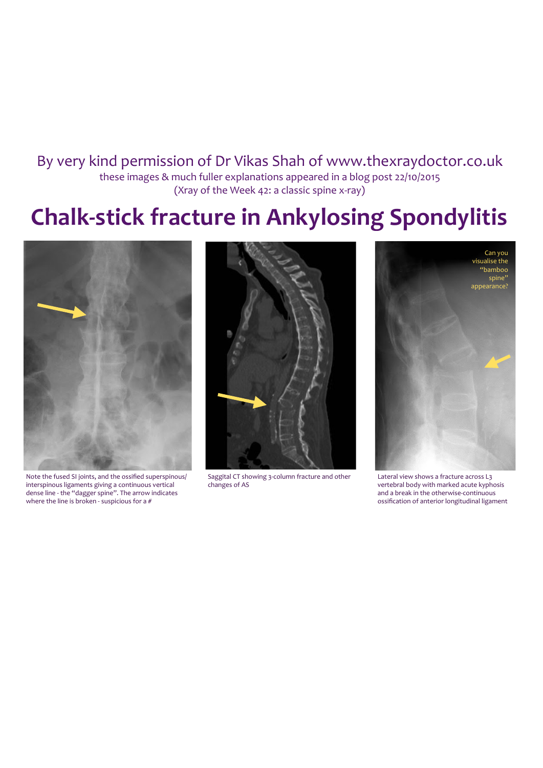By very kind permission of Dr Vikas Shah of www.thexraydoctor.co.uk

these images & much fuller explanations appeared in a blog post 22/10/2015

(Xray of the Week 42: a classic spine x-ray)

# Chalk-stick fracture in Ankylosing Spondylitis

Note the fused SI joints, and the ossified superspinous/ interspinous ligaments giving a continuous vertical dense line - the "dagger spine". The arrow indicates where the line is broken - suspicious for a #

Saggital CT showing 3-column fracture and other changes of AS

Can you visualise the "bamboo spine" appearance?

Lateral view shows a fracture across L3 vertebral body with marked acute kyphosis and a break in the otherwise-continuous ossification of anterior longitudinal ligament